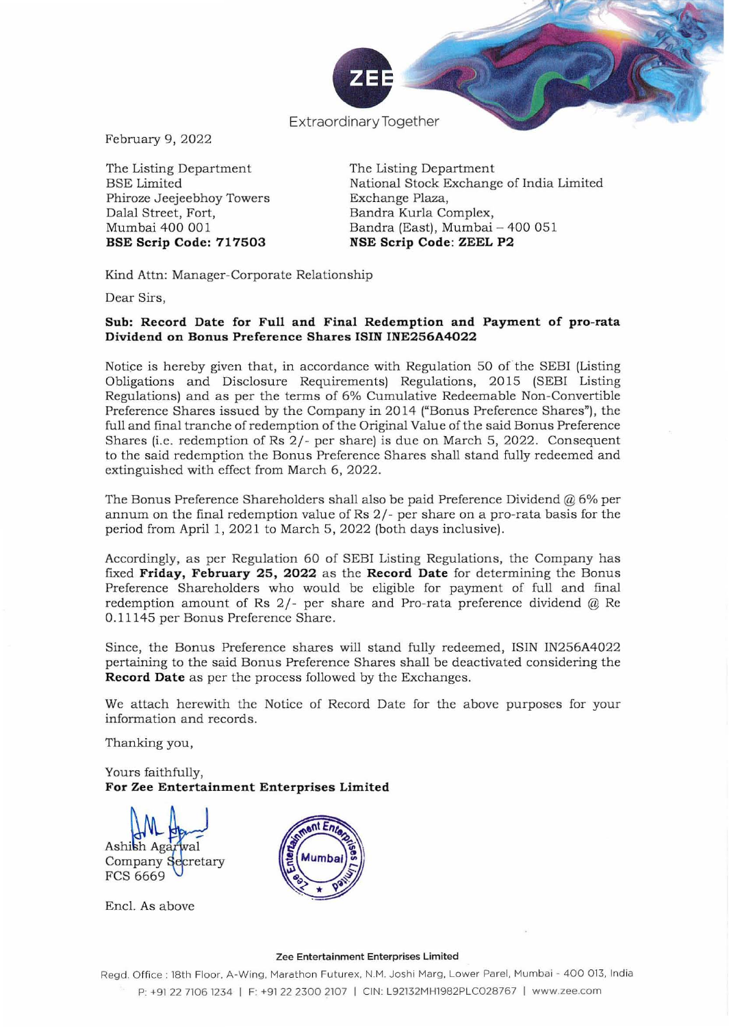Extraordinary Together

February 9, 2022

The Listing Department
BSE Limited
Phiroze Jeejeebhoy Towers
Dalal Street, Fort,
Mumbai 400 001
**BSE Scrip Code: 717503**

The Listing Department
National Stock Exchange of India Limited
Exchange Plaza,
Bandra Kurla Complex,
Bandra (East), Mumbai – 400 051
**NSE Scrip Code: ZEEL P2**

Kind Attn: Manager-Corporate Relationship

Dear Sirs,

**Sub: Record Date for Full and Final Redemption and Payment of pro-rata Dividend on Bonus Preference Shares ISIN INE256A4022**

Notice is hereby given that, in accordance with Regulation 50 of the SEBI (Listing Obligations and Disclosure Requirements) Regulations, 2015 (SEBI Listing Regulations) and as per the terms of 6% Cumulative Redeemable Non-Convertible Preference Shares issued by the Company in 2014 ("Bonus Preference Shares"), the full and final tranche of redemption of the Original Value of the said Bonus Preference Shares (i.e. redemption of Rs 2/- per share) is due on March 5, 2022. Consequent to the said redemption the Bonus Preference Shares shall stand fully redeemed and extinguished with effect from March 6, 2022.

The Bonus Preference Shareholders shall also be paid Preference Dividend @ 6% per annum on the final redemption value of Rs 2/- per share on a pro-rata basis for the period from April 1, 2021 to March 5, 2022 (both days inclusive).

Accordingly, as per Regulation 60 of SEBI Listing Regulations, the Company has fixed **Friday, February 25, 2022** as the **Record Date** for determining the Bonus Preference Shareholders who would be eligible for payment of full and final redemption amount of Rs 2/- per share and Pro-rata preference dividend @ Re 0.11145 per Bonus Preference Share.

Since, the Bonus Preference shares will stand fully redeemed, ISIN IN256A4022 pertaining to the said Bonus Preference Shares shall be deactivated considering the **Record Date** as per the process followed by the Exchanges.

We attach herewith the Notice of Record Date for the above purposes for your information and records.

Thanking you,

Yours faithfully,
**For Zee Entertainment Enterprises Limited**

Ashish Agarwal
Company Secretary
FCS 6669

Encl. As above

**Zee Entertainment Enterprises Limited**
Regd. Office : 18th Floor, A-Wing, Marathon Futurex, N.M. Joshi Marg, Lower Parel, Mumbai - 400 013, India
P: +91 22 7106 1234 | F: +91 22 2300 2107 | CIN: L92132MH1982PLC028767 | www.zee.com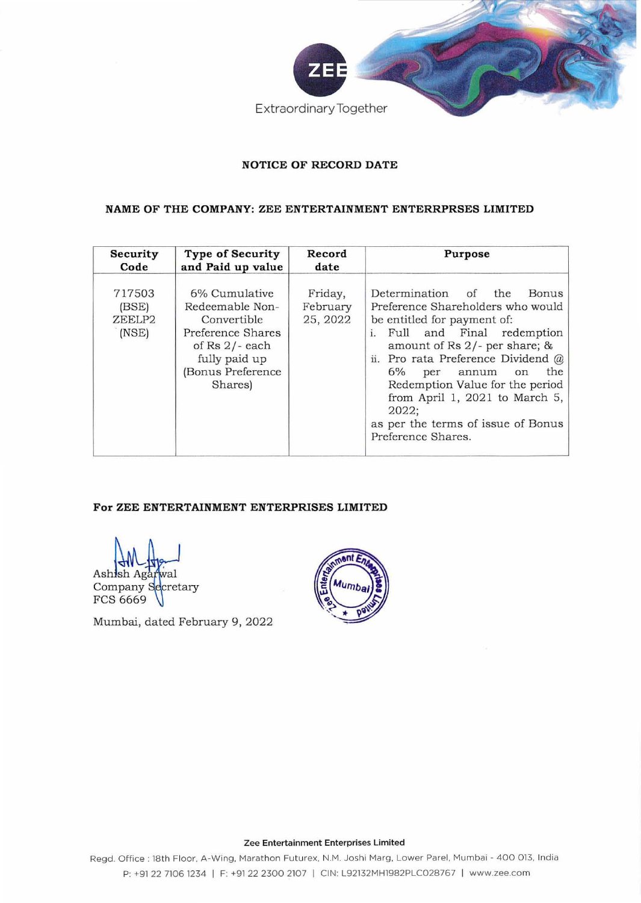ZEE

Extraordinary Together

## NOTICE OF RECORD DATE

### NAME OF THE COMPANY: ZEE ENTERTAINMENT ENTERRPRSES LIMITED

| Security Code | Type of Security and Paid up value | Record date | Purpose |
|---|---|---|---|
| 717503 (BSE) ZEELP2 (NSE) | 6% Cumulative Redeemable Non-Convertible Preference Shares of Rs 2/- each fully paid up (Bonus Preference Shares) | Friday, February 25, 2022 | Determination of the Bonus Preference Shareholders who would be entitled for payment of: i. Full and Final redemption amount of Rs 2/- per share; & ii. Pro rata Preference Dividend @ 6% per annum on the Redemption Value for the period from April 1, 2021 to March 5, 2022; as per the terms of issue of Bonus Preference Shares. |

**For ZEE ENTERTAINMENT ENTERPRISES LIMITED**

Ashish Agarwal
Company Secretary
FCS 6669

Mumbai, dated February 9, 2022

**Zee Entertainment Enterprises Limited**

Regd. Office : 18th Floor, A-Wing, Marathon Futurex, N.M. Joshi Marg, Lower Parel, Mumbai - 400 013, India

P: +91 22 7106 1234 | F: +91 22 2300 2107 | CIN: L92132MH1982PLC028767 | www.zee.com